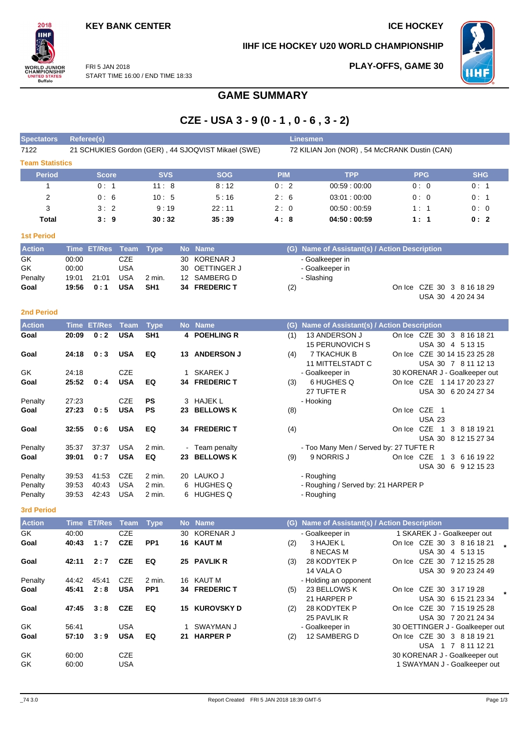KEY BANK CENTER

ICE HOCKEY

IIHF ICE HOCKEY U20 WORLD CHAMPIONSHIP

FRI 5 JAN 2018
START TIME 16:00 / END TIME 18:33

PLAY-OFFS, GAME 30

# GAME SUMMARY

## CZE - USA 3 - 9 (0 - 1 , 0 - 6 , 3 - 2)

| Spectators | Referee(s) | Linesmen |
|---|---|---|
| 7122 | 21 SCHUKIES Gordon (GER) , 44 SJOQVIST Mikael (SWE) | 72 KILIAN Jon (NOR) , 54 McCRANK Dustin (CAN) |

### Team Statistics

| Period | Score | SVS | SOG | PIM | TPP | PPG | SHG |
|---|---|---|---|---|---|---|---|
| 1 | 0 : 1 | 11 : 8 | 8 : 12 | 0 : 2 | 00:59 : 00:00 | 0 : 0 | 0 : 1 |
| 2 | 0 : 6 | 10 : 5 | 5 : 16 | 2 : 6 | 03:01 : 00:00 | 0 : 0 | 0 : 1 |
| 3 | 3 : 2 | 9 : 19 | 22 : 11 | 2 : 0 | 00:50 : 00:59 | 1 : 1 | 0 : 0 |
| **Total** | **3 : 9** | **30 : 32** | **35 : 39** | **4 : 8** | **04:50 : 00:59** | **1 : 1** | **0 : 2** |

### 1st Period

| Action | Time | ET/Res | Team | Type | No | Name | (G) | Name of Assistant(s) / Action Description | |
|---|---|---|---|---|---|---|---|---|---|
| GK | 00:00 | | CZE | | 30 | KORENAR J | | - Goalkeeper in | |
| GK | 00:00 | | USA | | 30 | OETTINGER J | | - Goalkeeper in | |
| Penalty | 19:01 | 21:01 | USA | 2 min. | 12 | SAMBERG D | | - Slashing | |
| **Goal** | **19:56** | **0 : 1** | **USA** | **SH1** | **34** | **FREDERIC T** | (2) | | On Ice CZE 30 3 8 16 18 29<br>USA 30 4 20 24 34 |

### 2nd Period

| Action | Time | ET/Res | Team | Type | No | Name | (G) | Name of Assistant(s) / Action Description | |
|---|---|---|---|---|---|---|---|---|---|
| **Goal** | **20:09** | **0 : 2** | **USA** | **SH1** | **4** | **POEHLING R** | (1) | 13 ANDERSON J<br>15 PERUNOVICH S | On Ice CZE 30 3 8 16 18 21<br>USA 30 4 5 13 15 |
| **Goal** | **24:18** | **0 : 3** | **USA** | **EQ** | **13** | **ANDERSON J** | (4) | 7 TKACHUK B<br>11 MITTELSTADT C | On Ice CZE 30 14 15 23 25 28<br>USA 30 7 8 11 12 13 |
| GK | 24:18 | | CZE | | 1 | SKAREK J | | - Goalkeeper in | 30 KORENAR J - Goalkeeper out |
| **Goal** | **25:52** | **0 : 4** | **USA** | **EQ** | **34** | **FREDERIC T** | (3) | 6 HUGHES Q<br>27 TUFTE R | On Ice CZE 1 14 17 20 23 27<br>USA 30 6 20 24 27 34 |
| Penalty | 27:23 | | CZE | **PS** | 3 | HAJEK L | | - Hooking | |
| **Goal** | **27:23** | **0 : 5** | **USA** | **PS** | **23** | **BELLOWS K** | (8) | | On Ice CZE 1<br>USA 23 |
| **Goal** | **32:55** | **0 : 6** | **USA** | **EQ** | **34** | **FREDERIC T** | (4) | | On Ice CZE 1 3 8 18 19 21<br>USA 30 8 12 15 27 34 |
| Penalty | 35:37 | 37:37 | USA | 2 min. | - | Team penalty | | - Too Many Men / Served by: 27 TUFTE R | |
| **Goal** | **39:01** | **0 : 7** | **USA** | **EQ** | **23** | **BELLOWS K** | (9) | 9 NORRIS J | On Ice CZE 1 3 6 16 19 22<br>USA 30 6 9 12 15 23 |
| Penalty | 39:53 | 41:53 | CZE | 2 min. | 20 | LAUKO J | | - Roughing | |
| Penalty | 39:53 | 40:43 | USA | 2 min. | 6 | HUGHES Q | | - Roughing / Served by: 21 HARPER P | |
| Penalty | 39:53 | 42:43 | USA | 2 min. | 6 | HUGHES Q | | - Roughing | |

### 3rd Period

| Action | Time | ET/Res | Team | Type | No | Name | (G) | Name of Assistant(s) / Action Description | |
|---|---|---|---|---|---|---|---|---|---|
| GK | 40:00 | | CZE | | 30 | KORENAR J | | - Goalkeeper in | 1 SKAREK J - Goalkeeper out |
| **Goal** | **40:43** | **1 : 7** | **CZE** | **PP1** | **16** | **KAUT M** | (2) | 3 HAJEK L<br>8 NECAS M | On Ice CZE 30 3 8 16 18 21 *<br>USA 30 4 5 13 15 |
| **Goal** | **42:11** | **2 : 7** | **CZE** | **EQ** | **25** | **PAVLIK R** | (3) | 28 KODYTEK P<br>14 VALA O | On Ice CZE 30 7 12 15 25 28<br>USA 30 9 20 23 24 49 |
| Penalty | 44:42 | 45:41 | CZE | 2 min. | 16 | KAUT M | | - Holding an opponent | |
| **Goal** | **45:41** | **2 : 8** | **USA** | **PP1** | **34** | **FREDERIC T** | (5) | 23 BELLOWS K<br>21 HARPER P | On Ice CZE 30 3 17 19 28 *<br>USA 30 6 15 21 23 34 |
| **Goal** | **47:45** | **3 : 8** | **CZE** | **EQ** | **15** | **KUROVSKY D** | (2) | 28 KODYTEK P<br>25 PAVLIK R | On Ice CZE 30 7 15 19 25 28<br>USA 30 7 20 21 24 34 |
| GK | 56:41 | | USA | | 1 | SWAYMAN J | | - Goalkeeper in | 30 OETTINGER J - Goalkeeper out |
| **Goal** | **57:10** | **3 : 9** | **USA** | **EQ** | **21** | **HARPER P** | (2) | 12 SAMBERG D | On Ice CZE 30 3 8 18 19 21<br>USA 1 7 8 11 12 21 |
| GK | 60:00 | | CZE | | | | | | 30 KORENAR J - Goalkeeper out |
| GK | 60:00 | | USA | | | | | | 1 SWAYMAN J - Goalkeeper out |

_74 3.0 Report Created FRI 5 JAN 2018 18:39 GMT-5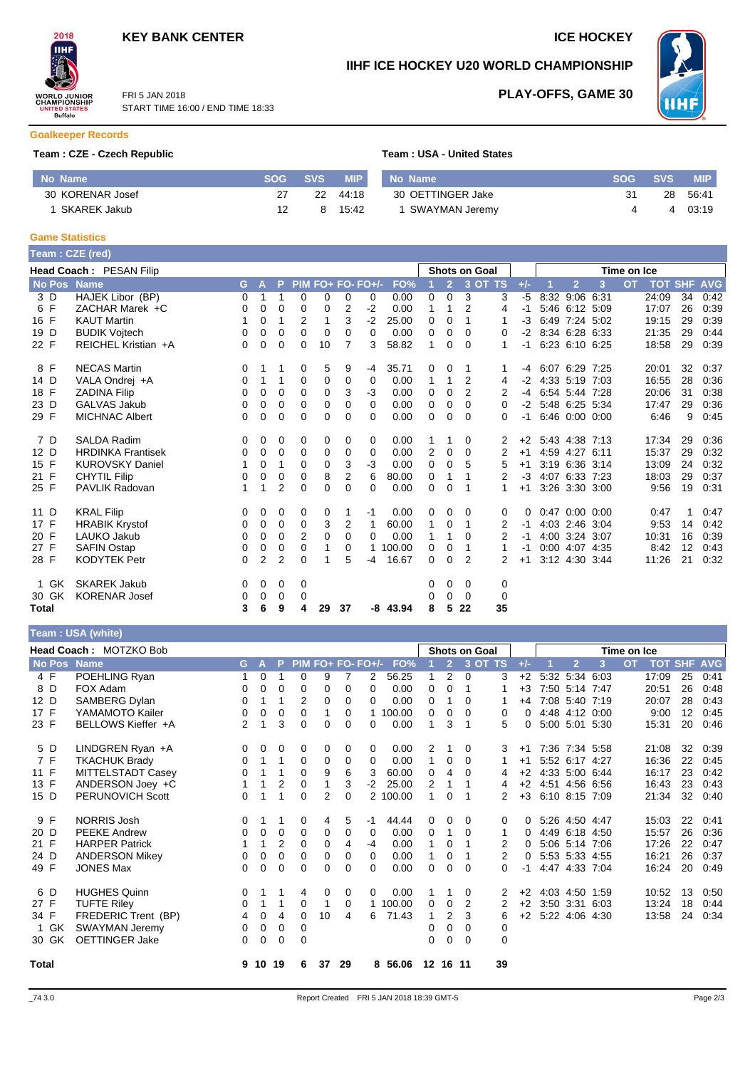KEY BANK CENTER

ICE HOCKEY

# IIHF ICE HOCKEY U20 WORLD CHAMPIONSHIP

FRI 5 JAN 2018
START TIME 16:00 / END TIME 18:33

**PLAY-OFFS, GAME 30**

## Goalkeeper Records

**Team : CZE - Czech Republic**

| No | Name | SOG | SVS | MIP |
|---|---|---|---|---|
| 30 | KORENAR Josef | 27 | 22 | 44:18 |
| 1 | SKAREK Jakub | 12 | 8 | 15:42 |

**Team : USA - United States**

| No | Name | SOG | SVS | MIP |
|---|---|---|---|---|
| 30 | OETTINGER Jake | 31 | 28 | 56:41 |
| 1 | SWAYMAN Jeremy | 4 | 4 | 03:19 |

## Game Statistics

### Team : CZE (red)

**Head Coach : PESAN Filip**

| No | Pos | Name | G | A | P | PIM | FO+ | FO- | FO+/- | FO% | SOG 1 | SOG 2 | SOG 3 | SOG OT | SOG TS | +/- | TOI 1 | TOI 2 | TOI 3 | TOI OT | TOT | SHF | AVG |
|---|---|---|---|---|---|---|---|---|---|---|---|---|---|---|---|---|---|---|---|---|---|---|---|
| 3 | D | HAJEK Libor (BP) | 0 | 1 | 1 | 0 | 0 | 0 | 0 | 0.00 | 0 | 0 | 3 | | 3 | -5 | 8:32 | 9:06 | 6:31 | | 24:09 | 34 | 0:42 |
| 6 | F | ZACHAR Marek +C | 0 | 0 | 0 | 0 | 0 | 2 | -2 | 0.00 | 1 | 1 | 2 | | 4 | -1 | 5:46 | 6:12 | 5:09 | | 17:07 | 26 | 0:39 |
| 16 | F | KAUT Martin | 1 | 0 | 1 | 2 | 1 | 3 | -2 | 25.00 | 0 | 0 | 1 | | 1 | -3 | 6:49 | 7:24 | 5:02 | | 19:15 | 29 | 0:39 |
| 19 | D | BUDIK Vojtech | 0 | 0 | 0 | 0 | 0 | 0 | 0 | 0.00 | 0 | 0 | 0 | | 0 | -2 | 8:34 | 6:28 | 6:33 | | 21:35 | 29 | 0:44 |
| 22 | F | REICHEL Kristian +A | 0 | 0 | 0 | 0 | 10 | 7 | 3 | 58.82 | 1 | 0 | 0 | | 1 | -1 | 6:23 | 6:10 | 6:25 | | 18:58 | 29 | 0:39 |
| 8 | F | NECAS Martin | 0 | 1 | 1 | 0 | 5 | 9 | -4 | 35.71 | 0 | 0 | 1 | | 1 | -4 | 6:07 | 6:29 | 7:25 | | 20:01 | 32 | 0:37 |
| 14 | D | VALA Ondrej +A | 0 | 1 | 1 | 0 | 0 | 0 | 0 | 0.00 | 1 | 1 | 2 | | 4 | -2 | 4:33 | 5:19 | 7:03 | | 16:55 | 28 | 0:36 |
| 18 | F | ZADINA Filip | 0 | 0 | 0 | 0 | 0 | 3 | -3 | 0.00 | 0 | 0 | 2 | | 2 | -4 | 6:54 | 5:44 | 7:28 | | 20:06 | 31 | 0:38 |
| 23 | D | GALVAS Jakub | 0 | 0 | 0 | 0 | 0 | 0 | 0 | 0.00 | 0 | 0 | 0 | | 0 | -2 | 5:48 | 6:25 | 5:34 | | 17:47 | 29 | 0:36 |
| 29 | F | MICHNAC Albert | 0 | 0 | 0 | 0 | 0 | 0 | 0 | 0.00 | 0 | 0 | 0 | | 0 | -1 | 6:46 | 0:00 | 0:00 | | 6:46 | 9 | 0:45 |
| 7 | D | SALDA Radim | 0 | 0 | 0 | 0 | 0 | 0 | 0 | 0.00 | 1 | 1 | 0 | | 2 | +2 | 5:43 | 4:38 | 7:13 | | 17:34 | 29 | 0:36 |
| 12 | D | HRDINKA Frantisek | 0 | 0 | 0 | 0 | 0 | 0 | 0 | 0.00 | 2 | 0 | 0 | | 2 | +1 | 4:59 | 4:27 | 6:11 | | 15:37 | 29 | 0:32 |
| 15 | F | KUROVSKY Daniel | 1 | 0 | 1 | 0 | 0 | 3 | -3 | 0.00 | 0 | 0 | 5 | | 5 | +1 | 3:19 | 6:36 | 3:14 | | 13:09 | 24 | 0:32 |
| 21 | F | CHYTIL Filip | 0 | 0 | 0 | 0 | 8 | 2 | 6 | 80.00 | 0 | 1 | 1 | | 2 | -3 | 4:07 | 6:33 | 7:23 | | 18:03 | 29 | 0:37 |
| 25 | F | PAVLIK Radovan | 1 | 1 | 2 | 0 | 0 | 0 | 0 | 0.00 | 0 | 0 | 1 | | 1 | +1 | 3:26 | 3:30 | 3:00 | | 9:56 | 19 | 0:31 |
| 11 | D | KRAL Filip | 0 | 0 | 0 | 0 | 0 | 1 | -1 | 0.00 | 0 | 0 | 0 | | 0 | 0 | 0:47 | 0:00 | 0:00 | | 0:47 | 1 | 0:47 |
| 17 | F | HRABIK Krystof | 0 | 0 | 0 | 0 | 3 | 2 | 1 | 60.00 | 1 | 0 | 1 | | 2 | -1 | 4:03 | 2:46 | 3:04 | | 9:53 | 14 | 0:42 |
| 20 | F | LAUKO Jakub | 0 | 0 | 0 | 2 | 0 | 0 | 0 | 0.00 | 1 | 1 | 0 | | 2 | -1 | 4:00 | 3:24 | 3:07 | | 10:31 | 16 | 0:39 |
| 27 | F | SAFIN Ostap | 0 | 0 | 0 | 0 | 1 | 0 | 1 | 100.00 | 0 | 0 | 1 | | 1 | -1 | 0:00 | 4:07 | 4:35 | | 8:42 | 12 | 0:43 |
| 28 | F | KODYTEK Petr | 0 | 2 | 2 | 0 | 1 | 5 | -4 | 16.67 | 0 | 0 | 2 | | 2 | +1 | 3:12 | 4:30 | 3:44 | | 11:26 | 21 | 0:32 |
| 1 | GK | SKAREK Jakub | 0 | 0 | 0 | 0 | | | | | 0 | 0 | 0 | | 0 | | | | | | | | |
| 30 | GK | KORENAR Josef | 0 | 0 | 0 | 0 | | | | | 0 | 0 | 0 | | 0 | | | | | | | | |
| **Total** | | | **3** | **6** | **9** | **4** | **29** | **37** | **-8** | **43.94** | **8** | **5** | **22** | | **35** | | | | | | | | |

### Team : USA (white)

**Head Coach : MOTZKO Bob**

| No | Pos | Name | G | A | P | PIM | FO+ | FO- | FO+/- | FO% | SOG 1 | SOG 2 | SOG 3 | SOG OT | SOG TS | +/- | TOI 1 | TOI 2 | TOI 3 | TOI OT | TOT | SHF | AVG |
|---|---|---|---|---|---|---|---|---|---|---|---|---|---|---|---|---|---|---|---|---|---|---|---|
| 4 | F | POEHLING Ryan | 1 | 0 | 1 | 0 | 9 | 7 | 2 | 56.25 | 1 | 2 | 0 | | 3 | +2 | 5:32 | 5:34 | 6:03 | | 17:09 | 25 | 0:41 |
| 8 | D | FOX Adam | 0 | 0 | 0 | 0 | 0 | 0 | 0 | 0.00 | 0 | 0 | 1 | | 1 | +3 | 7:50 | 5:14 | 7:47 | | 20:51 | 26 | 0:48 |
| 12 | D | SAMBERG Dylan | 0 | 1 | 1 | 2 | 0 | 0 | 0 | 0.00 | 0 | 1 | 0 | | 1 | +4 | 7:08 | 5:40 | 7:19 | | 20:07 | 28 | 0:43 |
| 17 | F | YAMAMOTO Kailer | 0 | 0 | 0 | 0 | 1 | 0 | 1 | 100.00 | 0 | 0 | 0 | | 0 | 0 | 4:48 | 4:12 | 0:00 | | 9:00 | 12 | 0:45 |
| 23 | F | BELLOWS Kieffer +A | 2 | 1 | 3 | 0 | 0 | 0 | 0 | 0.00 | 1 | 3 | 1 | | 5 | 0 | 5:00 | 5:01 | 5:30 | | 15:31 | 20 | 0:46 |
| 5 | D | LINDGREN Ryan +A | 0 | 0 | 0 | 0 | 0 | 0 | 0 | 0.00 | 2 | 1 | 0 | | 3 | +1 | 7:36 | 7:34 | 5:58 | | 21:08 | 32 | 0:39 |
| 7 | F | TKACHUK Brady | 0 | 1 | 1 | 0 | 0 | 0 | 0 | 0.00 | 1 | 0 | 0 | | 1 | +1 | 5:52 | 6:17 | 4:27 | | 16:36 | 22 | 0:45 |
| 11 | F | MITTELSTADT Casey | 0 | 1 | 1 | 0 | 9 | 6 | 3 | 60.00 | 0 | 4 | 0 | | 4 | +2 | 4:33 | 5:00 | 6:44 | | 16:17 | 23 | 0:42 |
| 13 | F | ANDERSON Joey +C | 1 | 1 | 2 | 0 | 1 | 3 | -2 | 25.00 | 2 | 1 | 1 | | 4 | +2 | 4:51 | 4:56 | 6:56 | | 16:43 | 23 | 0:43 |
| 15 | D | PERUNOVICH Scott | 0 | 1 | 1 | 0 | 2 | 0 | 2 | 100.00 | 1 | 0 | 1 | | 2 | +3 | 6:10 | 8:15 | 7:09 | | 21:34 | 32 | 0:40 |
| 9 | F | NORRIS Josh | 0 | 1 | 1 | 0 | 4 | 5 | -1 | 44.44 | 0 | 0 | 0 | | 0 | 0 | 5:26 | 4:50 | 4:47 | | 15:03 | 22 | 0:41 |
| 20 | D | PEEKE Andrew | 0 | 0 | 0 | 0 | 0 | 0 | 0 | 0.00 | 0 | 1 | 0 | | 1 | 0 | 4:49 | 6:18 | 4:50 | | 15:57 | 26 | 0:36 |
| 21 | F | HARPER Patrick | 1 | 1 | 2 | 0 | 0 | 4 | -4 | 0.00 | 1 | 0 | 1 | | 2 | 0 | 5:06 | 5:14 | 7:06 | | 17:26 | 22 | 0:47 |
| 24 | D | ANDERSON Mikey | 0 | 0 | 0 | 0 | 0 | 0 | 0 | 0.00 | 1 | 0 | 1 | | 2 | 0 | 5:53 | 5:33 | 4:55 | | 16:21 | 26 | 0:37 |
| 49 | F | JONES Max | 0 | 0 | 0 | 0 | 0 | 0 | 0 | 0.00 | 0 | 0 | 0 | | 0 | -1 | 4:47 | 4:33 | 7:04 | | 16:24 | 20 | 0:49 |
| 6 | D | HUGHES Quinn | 0 | 1 | 1 | 4 | 0 | 0 | 0 | 0.00 | 1 | 1 | 0 | | 2 | +2 | 4:03 | 4:50 | 1:59 | | 10:52 | 13 | 0:50 |
| 27 | F | TUFTE Riley | 0 | 1 | 1 | 0 | 1 | 0 | 1 | 100.00 | 0 | 0 | 2 | | 2 | +2 | 3:50 | 3:31 | 6:03 | | 13:24 | 18 | 0:44 |
| 34 | F | FREDERIC Trent (BP) | 4 | 0 | 4 | 0 | 10 | 4 | 6 | 71.43 | 1 | 2 | 3 | | 6 | +2 | 5:22 | 4:06 | 4:30 | | 13:58 | 24 | 0:34 |
| 1 | GK | SWAYMAN Jeremy | 0 | 0 | 0 | 0 | | | | | 0 | 0 | 0 | | 0 | | | | | | | | |
| 30 | GK | OETTINGER Jake | 0 | 0 | 0 | 0 | | | | | 0 | 0 | 0 | | 0 | | | | | | | | |
| **Total** | | | **9** | **10** | **19** | **6** | **37** | **29** | **8** | **56.06** | **12** | **16** | **11** | | **39** | | | | | | | | |

_74 3.0 Report Created FRI 5 JAN 2018 18:39 GMT-5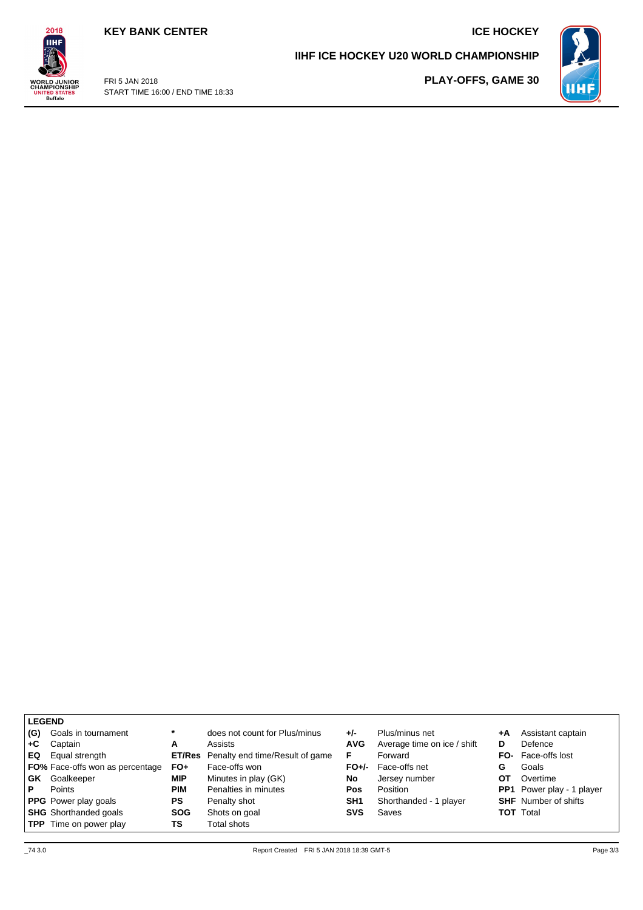KEY BANK CENTER

ICE HOCKEY

IIHF ICE HOCKEY U20 WORLD CHAMPIONSHIP

FRI 5 JAN 2018
START TIME 16:00 / END TIME 18:33

PLAY-OFFS, GAME 30

**LEGEND**

| | | | | | | | |
|---|---|---|---|---|---|---|---|
| **(G)** | Goals in tournament | **\*** | does not count for Plus/minus | **+/-** | Plus/minus net | **+A** | Assistant captain |
| **+C** | Captain | **A** | Assists | **AVG** | Average time on ice / shift | **D** | Defence |
| **EQ** | Equal strength | **ET/Res** | Penalty end time/Result of game | **F** | Forward | **FO-** | Face-offs lost |
| **FO%** | Face-offs won as percentage | **FO+** | Face-offs won | **FO+/-** | Face-offs net | **G** | Goals |
| **GK** | Goalkeeper | **MIP** | Minutes in play (GK) | **No** | Jersey number | **OT** | Overtime |
| **P** | Points | **PIM** | Penalties in minutes | **Pos** | Position | **PP1** | Power play - 1 player |
| **PPG** | Power play goals | **PS** | Penalty shot | **SH1** | Shorthanded - 1 player | **SHF** | Number of shifts |
| **SHG** | Shorthanded goals | **SOG** | Shots on goal | **SVS** | Saves | **TOT** | Total |
| **TPP** | Time on power play | **TS** | Total shots | | | | |

_74 3.0 Report Created FRI 5 JAN 2018 18:39 GMT-5